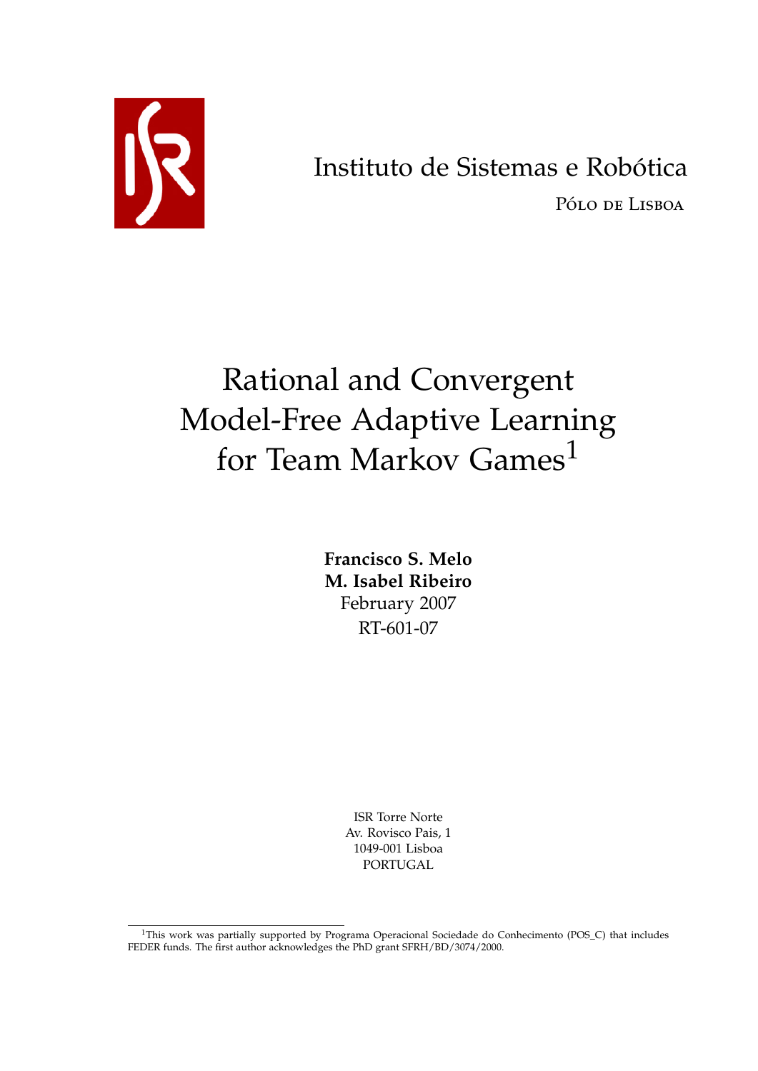Instituto de Sistemas e Robótica

Pólo de Lisboa

# Rational and Convergent Model-Free Adaptive Learning for Team Markov Games[1]

**Francisco S. Melo**
**M. Isabel Ribeiro**
February 2007
RT-601-07

ISR Torre Norte
Av. Rovisco Pais, 1
1049-001 Lisboa
PORTUGAL

[1] This work was partially supported by Programa Operacional Sociedade do Conhecimento (POS_C) that includes FEDER funds. The first author acknowledges the PhD grant SFRH/BD/3074/2000.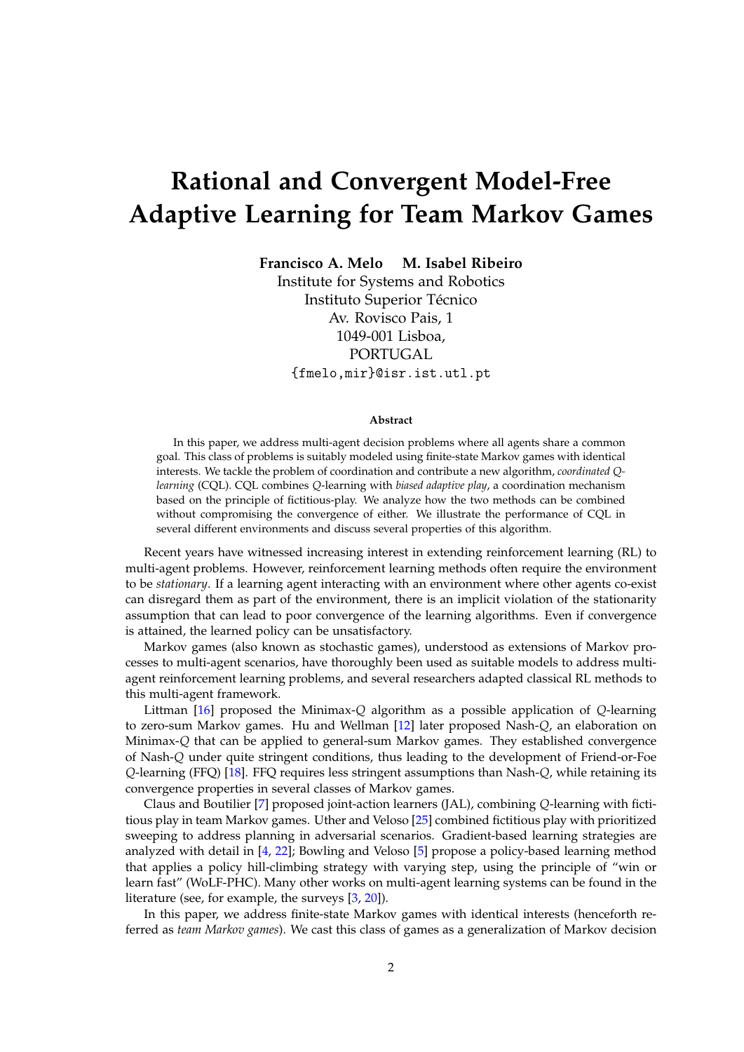# Rational and Convergent Model-Free Adaptive Learning for Team Markov Games

**Francisco A. Melo  M. Isabel Ribeiro**
Institute for Systems and Robotics
Instituto Superior Técnico
Av. Rovisco Pais, 1
1049-001 Lisboa,
PORTUGAL
`{fmelo,mir}@isr.ist.utl.pt`

### Abstract

In this paper, we address multi-agent decision problems where all agents share a common goal. This class of problems is suitably modeled using finite-state Markov games with identical interests. We tackle the problem of coordination and contribute a new algorithm, *coordinated Q-learning* (CQL). CQL combines $Q$-learning with *biased adaptive play*, a coordination mechanism based on the principle of fictitious-play. We analyze how the two methods can be combined without compromising the convergence of either. We illustrate the performance of CQL in several different environments and discuss several properties of this algorithm.

Recent years have witnessed increasing interest in extending reinforcement learning (RL) to multi-agent problems. However, reinforcement learning methods often require the environment to be *stationary*. If a learning agent interacting with an environment where other agents co-exist can disregard them as part of the environment, there is an implicit violation of the stationarity assumption that can lead to poor convergence of the learning algorithms. Even if convergence is attained, the learned policy can be unsatisfactory.

Markov games (also known as stochastic games), understood as extensions of Markov processes to multi-agent scenarios, have thoroughly been used as suitable models to address multi-agent reinforcement learning problems, and several researchers adapted classical RL methods to this multi-agent framework.

Littman [16] proposed the Minimax-$Q$ algorithm as a possible application of $Q$-learning to zero-sum Markov games. Hu and Wellman [12] later proposed Nash-$Q$, an elaboration on Minimax-$Q$ that can be applied to general-sum Markov games. They established convergence of Nash-$Q$ under quite stringent conditions, thus leading to the development of Friend-or-Foe $Q$-learning (FFQ) [18]. FFQ requires less stringent assumptions than Nash-$Q$, while retaining its convergence properties in several classes of Markov games.

Claus and Boutilier [7] proposed joint-action learners (JAL), combining $Q$-learning with fictitious play in team Markov games. Uther and Veloso [25] combined fictitious play with prioritized sweeping to address planning in adversarial scenarios. Gradient-based learning strategies are analyzed with detail in [4, 22]; Bowling and Veloso [5] propose a policy-based learning method that applies a policy hill-climbing strategy with varying step, using the principle of "win or learn fast" (WoLF-PHC). Many other works on multi-agent learning systems can be found in the literature (see, for example, the surveys [3, 20]).

In this paper, we address finite-state Markov games with identical interests (henceforth referred as *team Markov games*). We cast this class of games as a generalization of Markov decision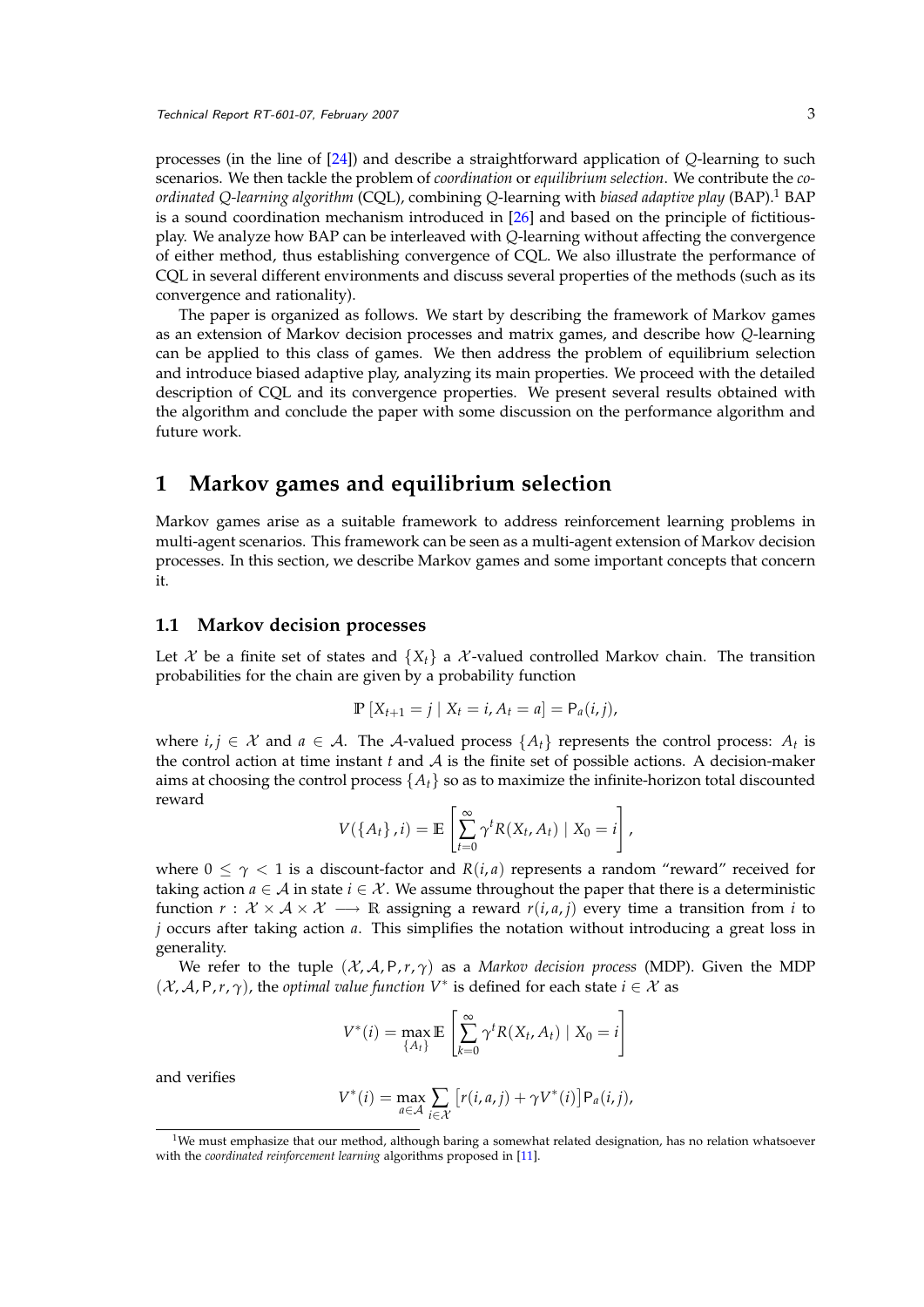processes (in the line of [24]) and describe a straightforward application of $Q$-learning to such scenarios. We then tackle the problem of *coordination* or *equilibrium selection*. We contribute the *coordinated Q-learning algorithm* (CQL), combining $Q$-learning with *biased adaptive play* (BAP).[1] BAP is a sound coordination mechanism introduced in [26] and based on the principle of fictitious-play. We analyze how BAP can be interleaved with $Q$-learning without affecting the convergence of either method, thus establishing convergence of CQL. We also illustrate the performance of CQL in several different environments and discuss several properties of the methods (such as its convergence and rationality).

The paper is organized as follows. We start by describing the framework of Markov games as an extension of Markov decision processes and matrix games, and describe how $Q$-learning can be applied to this class of games. We then address the problem of equilibrium selection and introduce biased adaptive play, analyzing its main properties. We proceed with the detailed description of CQL and its convergence properties. We present several results obtained with the algorithm and conclude the paper with some discussion on the performance algorithm and future work.

# 1 Markov games and equilibrium selection

Markov games arise as a suitable framework to address reinforcement learning problems in multi-agent scenarios. This framework can be seen as a multi-agent extension of Markov decision processes. In this section, we describe Markov games and some important concepts that concern it.

## 1.1 Markov decision processes

Let $\mathcal{X}$ be a finite set of states and $\{X_t\}$ a $\mathcal{X}$-valued controlled Markov chain. The transition probabilities for the chain are given by a probability function

$$\mathbb{P}\left[X_{t+1} = j \mid X_t = i, A_t = a\right] = \mathsf{P}_a(i, j),$$

where $i, j \in \mathcal{X}$ and $a \in \mathcal{A}$. The $\mathcal{A}$-valued process $\{A_t\}$ represents the control process: $A_t$ is the control action at time instant $t$ and $\mathcal{A}$ is the finite set of possible actions. A decision-maker aims at choosing the control process $\{A_t\}$ so as to maximize the infinite-horizon total discounted reward

$$V(\{A_t\}, i) = \mathbb{E}\left[\sum_{t=0}^{\infty} \gamma^t R(X_t, A_t) \mid X_0 = i\right],$$

where $0 \leq \gamma < 1$ is a discount-factor and $R(i, a)$ represents a random "reward" received for taking action $a \in \mathcal{A}$ in state $i \in \mathcal{X}$. We assume throughout the paper that there is a deterministic function $r : \mathcal{X} \times \mathcal{A} \times \mathcal{X} \longrightarrow \mathbb{R}$ assigning a reward $r(i, a, j)$ every time a transition from $i$ to $j$ occurs after taking action $a$. This simplifies the notation without introducing a great loss in generality.

We refer to the tuple $(\mathcal{X}, \mathcal{A}, \mathsf{P}, r, \gamma)$ as a *Markov decision process* (MDP). Given the MDP $(\mathcal{X}, \mathcal{A}, \mathsf{P}, r, \gamma)$, the *optimal value function* $V^*$ is defined for each state $i \in \mathcal{X}$ as

$$V^*(i) = \max_{\{A_t\}} \mathbb{E}\left[\sum_{k=0}^{\infty} \gamma^t R(X_t, A_t) \mid X_0 = i\right]$$

and verifies

$$V^*(i) = \max_{a \in \mathcal{A}} \sum_{i \in \mathcal{X}} \left[r(i, a, j) + \gamma V^*(i)\right] \mathsf{P}_a(i, j),$$

[1] We must emphasize that our method, although baring a somewhat related designation, has no relation whatsoever with the *coordinated reinforcement learning* algorithms proposed in [11].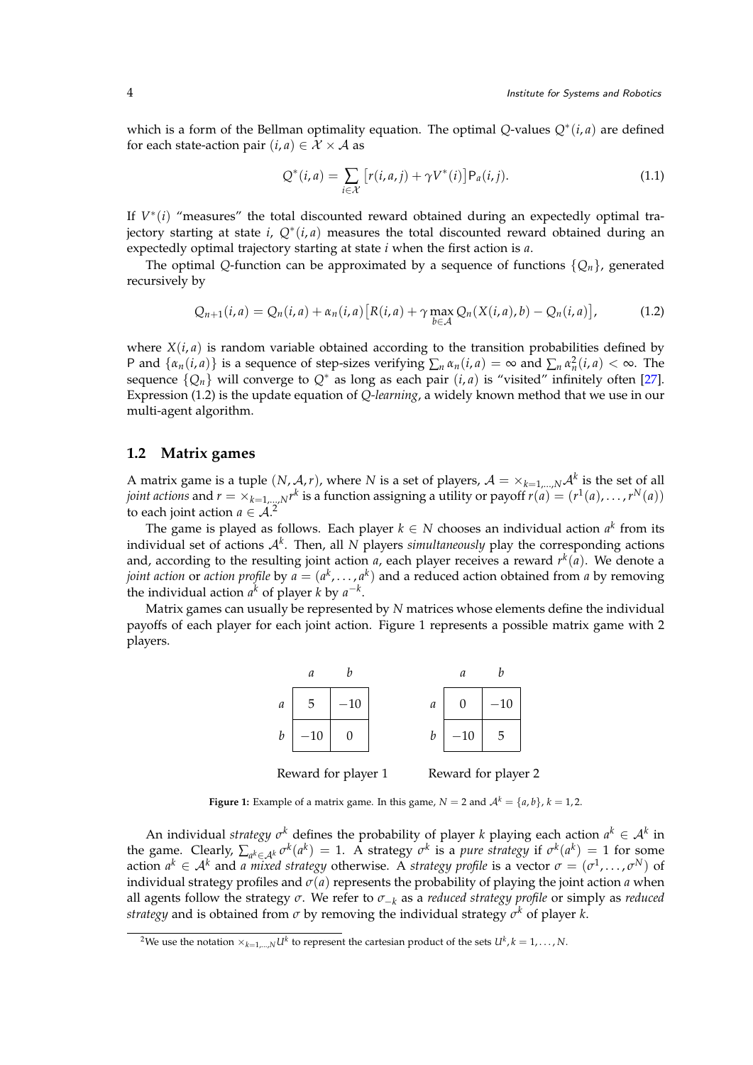which is a form of the Bellman optimality equation. The optimal $Q$-values $Q^*(i,a)$ are defined for each state-action pair $(i,a) \in \mathcal{X} \times \mathcal{A}$ as

$$Q^*(i,a) = \sum_{i \in \mathcal{X}} \big[r(i,a,j) + \gamma V^*(i)\big] \mathsf{P}_a(i,j). \tag{1.1}$$

If $V^*(i)$ "measures" the total discounted reward obtained during an expectedly optimal trajectory starting at state $i$, $Q^*(i,a)$ measures the total discounted reward obtained during an expectedly optimal trajectory starting at state $i$ when the first action is $a$.

The optimal $Q$-function can be approximated by a sequence of functions $\{Q_n\}$, generated recursively by

$$Q_{n+1}(i,a) = Q_n(i,a) + \alpha_n(i,a)\big[R(i,a) + \gamma \max_{b \in \mathcal{A}} Q_n(X(i,a),b) - Q_n(i,a)\big], \tag{1.2}$$

where $X(i,a)$ is random variable obtained according to the transition probabilities defined by $\mathsf{P}$ and $\{\alpha_n(i,a)\}$ is a sequence of step-sizes verifying $\sum_n \alpha_n(i,a) = \infty$ and $\sum_n \alpha_n^2(i,a) < \infty$. The sequence $\{Q_n\}$ will converge to $Q^*$ as long as each pair $(i,a)$ is "visited" infinitely often [27]. Expression (1.2) is the update equation of *Q-learning*, a widely known method that we use in our multi-agent algorithm.

## 1.2 Matrix games

A matrix game is a tuple $(N, \mathcal{A}, r)$, where $N$ is a set of players, $\mathcal{A} = \times_{k=1,\ldots,N} \mathcal{A}^k$ is the set of all *joint actions* and $r = \times_{k=1,\ldots,N} r^k$ is a function assigning a utility or payoff $r(a) = (r^1(a), \ldots, r^N(a))$ to each joint action $a \in \mathcal{A}$.[2]

The game is played as follows. Each player $k \in N$ chooses an individual action $a^k$ from its individual set of actions $\mathcal{A}^k$. Then, all $N$ players *simultaneously* play the corresponding actions and, according to the resulting joint action $a$, each player receives a reward $r^k(a)$. We denote a *joint action* or *action profile* by $a = (a^k, \ldots, a^k)$ and a reduced action obtained from $a$ by removing the individual action $a^k$ of player $k$ by $a^{-k}$.

Matrix games can usually be represented by $N$ matrices whose elements define the individual payoffs of each player for each joint action. Figure 1 represents a possible matrix game with 2 players.

| | $a$ | $b$ |
|---|---|---|
| $a$ | 5 | −10 |
| $b$ | −10 | 0 |

Reward for player 1

| | $a$ | $b$ |
|---|---|---|
| $a$ | 0 | −10 |
| $b$ | −10 | 5 |

Reward for player 2

**Figure 1:** Example of a matrix game. In this game, $N = 2$ and $\mathcal{A}^k = \{a, b\}$, $k = 1, 2$.

An individual *strategy* $\sigma^k$ defines the probability of player $k$ playing each action $a^k \in \mathcal{A}^k$ in the game. Clearly, $\sum_{a^k \in \mathcal{A}^k} \sigma^k(a^k) = 1$. A strategy $\sigma^k$ is a *pure strategy* if $\sigma^k(a^k) = 1$ for some action $a^k \in \mathcal{A}^k$ and *a mixed strategy* otherwise. A *strategy profile* is a vector $\sigma = (\sigma^1, \ldots, \sigma^N)$ of individual strategy profiles and $\sigma(a)$ represents the probability of playing the joint action $a$ when all agents follow the strategy $\sigma$. We refer to $\sigma_{-k}$ as a *reduced strategy profile* or simply as *reduced strategy* and is obtained from $\sigma$ by removing the individual strategy $\sigma^k$ of player $k$.

[2] We use the notation $\times_{k=1,\ldots,N} U^k$ to represent the cartesian product of the sets $U^k, k = 1, \ldots, N$.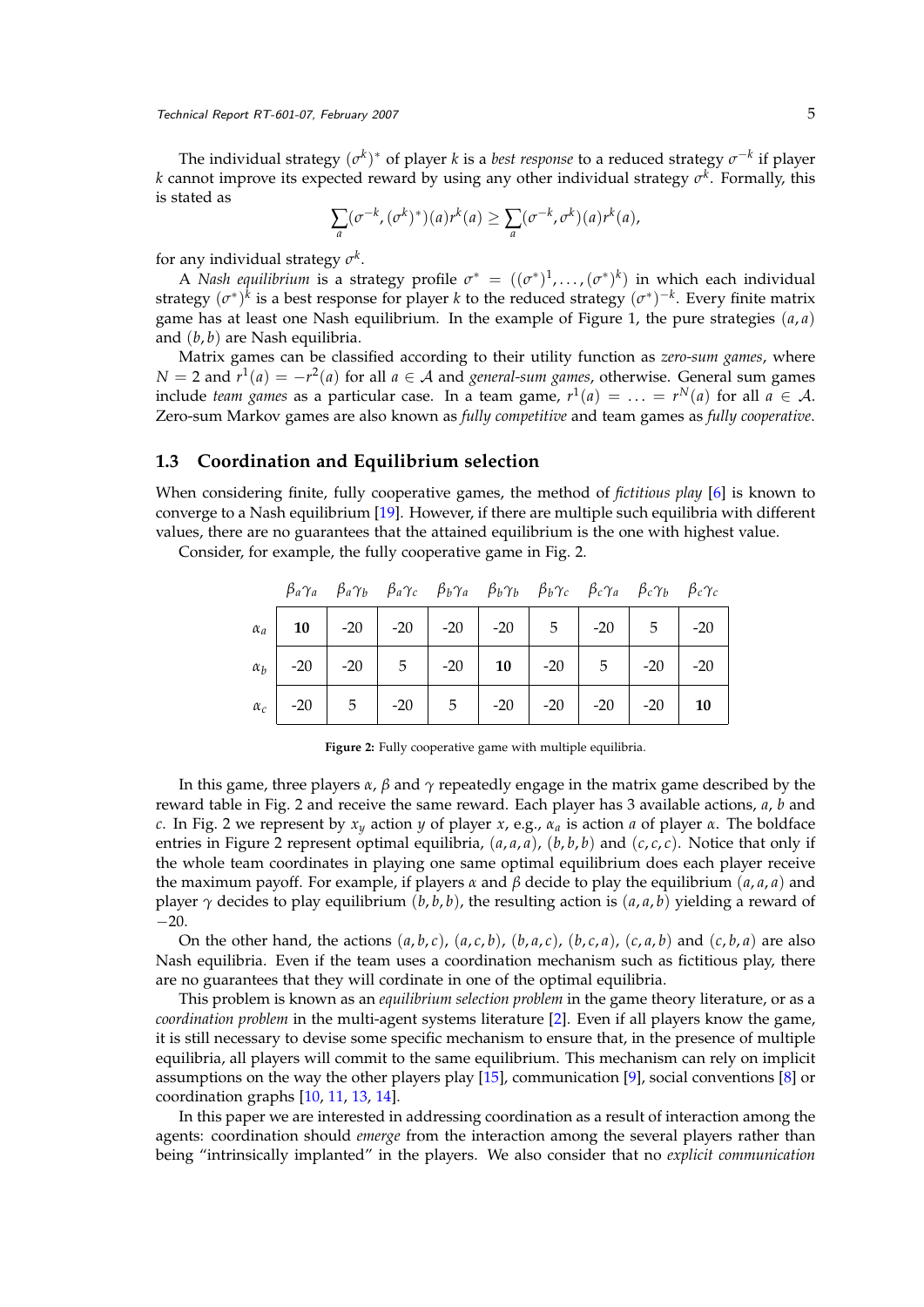The individual strategy $(\sigma^k)^*$ of player $k$ is a *best response* to a reduced strategy $\sigma^{-k}$ if player $k$ cannot improve its expected reward by using any other individual strategy $\sigma^k$. Formally, this is stated as

$$\sum_a (\sigma^{-k}, (\sigma^k)^*)(a) r^k(a) \geq \sum_a (\sigma^{-k}, \sigma^k)(a) r^k(a),$$

for any individual strategy $\sigma^k$.

A *Nash equilibrium* is a strategy profile $\sigma^* = ((\sigma^*)^1, \ldots, (\sigma^*)^k)$ in which each individual strategy $(\sigma^*)^k$ is a best response for player $k$ to the reduced strategy $(\sigma^*)^{-k}$. Every finite matrix game has at least one Nash equilibrium. In the example of Figure 1, the pure strategies $(a, a)$ and $(b, b)$ are Nash equilibria.

Matrix games can be classified according to their utility function as *zero-sum games*, where $N = 2$ and $r^1(a) = -r^2(a)$ for all $a \in \mathcal{A}$ and *general-sum games*, otherwise. General sum games include *team games* as a particular case. In a team game, $r^1(a) = \ldots = r^N(a)$ for all $a \in \mathcal{A}$. Zero-sum Markov games are also known as *fully competitive* and team games as *fully cooperative*.

## 1.3 Coordination and Equilibrium selection

When considering finite, fully cooperative games, the method of *fictitious play* [6] is known to converge to a Nash equilibrium [19]. However, if there are multiple such equilibria with different values, there are no guarantees that the attained equilibrium is the one with highest value.

Consider, for example, the fully cooperative game in Fig. 2.

| | $\beta_a\gamma_a$ | $\beta_a\gamma_b$ | $\beta_a\gamma_c$ | $\beta_b\gamma_a$ | $\beta_b\gamma_b$ | $\beta_b\gamma_c$ | $\beta_c\gamma_a$ | $\beta_c\gamma_b$ | $\beta_c\gamma_c$ |
|---|---|---|---|---|---|---|---|---|---|
| $\alpha_a$ | **10** | -20 | -20 | -20 | -20 | 5 | -20 | 5 | -20 |
| $\alpha_b$ | -20 | -20 | 5 | -20 | **10** | -20 | 5 | -20 | -20 |
| $\alpha_c$ | -20 | 5 | -20 | 5 | -20 | -20 | -20 | -20 | **10** |

**Figure 2:** Fully cooperative game with multiple equilibria.

In this game, three players $\alpha$, $\beta$ and $\gamma$ repeatedly engage in the matrix game described by the reward table in Fig. 2 and receive the same reward. Each player has 3 available actions, $a$, $b$ and $c$. In Fig. 2 we represent by $x_y$ action $y$ of player $x$, e.g., $\alpha_a$ is action $a$ of player $\alpha$. The boldface entries in Figure 2 represent optimal equilibria, $(a, a, a)$, $(b, b, b)$ and $(c, c, c)$. Notice that only if the whole team coordinates in playing one same optimal equilibrium does each player receive the maximum payoff. For example, if players $\alpha$ and $\beta$ decide to play the equilibrium $(a, a, a)$ and player $\gamma$ decides to play equilibrium $(b, b, b)$, the resulting action is $(a, a, b)$ yielding a reward of $-20$.

On the other hand, the actions $(a, b, c)$, $(a, c, b)$, $(b, a, c)$, $(b, c, a)$, $(c, a, b)$ and $(c, b, a)$ are also Nash equilibria. Even if the team uses a coordination mechanism such as fictitious play, there are no guarantees that they will cordinate in one of the optimal equilibria.

This problem is known as an *equilibrium selection problem* in the game theory literature, or as a *coordination problem* in the multi-agent systems literature [2]. Even if all players know the game, it is still necessary to devise some specific mechanism to ensure that, in the presence of multiple equilibria, all players will commit to the same equilibrium. This mechanism can rely on implicit assumptions on the way the other players play [15], communication [9], social conventions [8] or coordination graphs [10, 11, 13, 14].

In this paper we are interested in addressing coordination as a result of interaction among the agents: coordination should *emerge* from the interaction among the several players rather than being "intrinsically implanted" in the players. We also consider that no *explicit communication*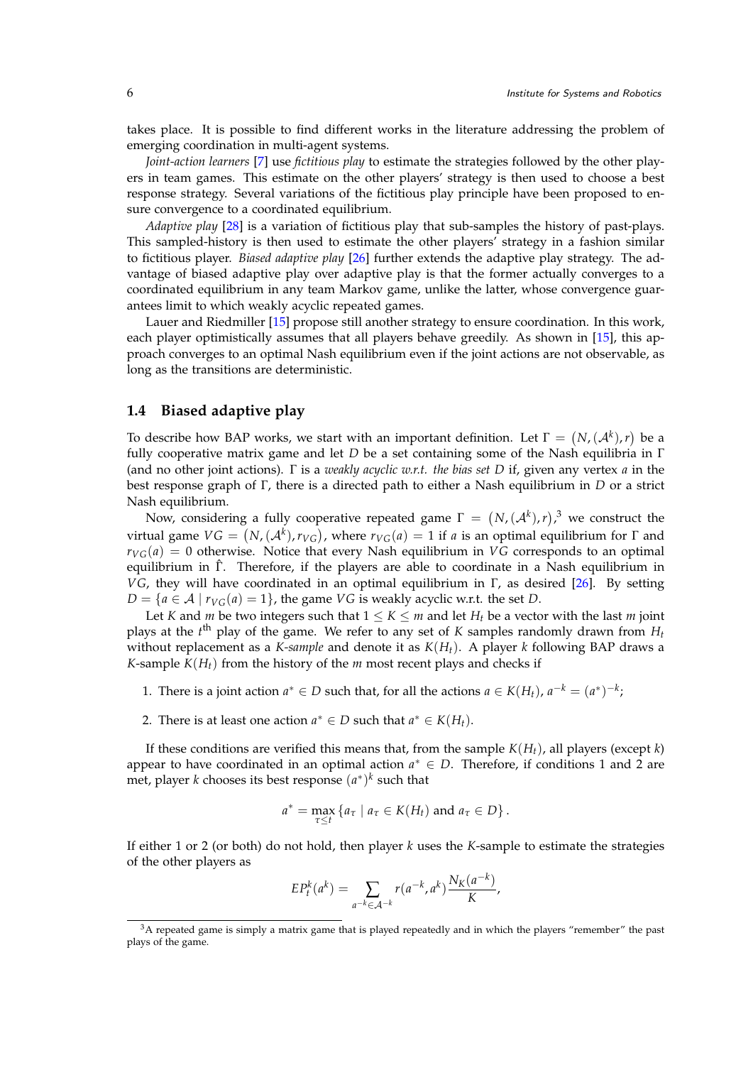takes place. It is possible to find different works in the literature addressing the problem of emerging coordination in multi-agent systems.

*Joint-action learners* [7] use *fictitious play* to estimate the strategies followed by the other players in team games. This estimate on the other players' strategy is then used to choose a best response strategy. Several variations of the fictitious play principle have been proposed to ensure convergence to a coordinated equilibrium.

*Adaptive play* [28] is a variation of fictitious play that sub-samples the history of past-plays. This sampled-history is then used to estimate the other players' strategy in a fashion similar to fictitious player. *Biased adaptive play* [26] further extends the adaptive play strategy. The advantage of biased adaptive play over adaptive play is that the former actually converges to a coordinated equilibrium in any team Markov game, unlike the latter, whose convergence guarantees limit to which weakly acyclic repeated games.

Lauer and Riedmiller [15] propose still another strategy to ensure coordination. In this work, each player optimistically assumes that all players behave greedily. As shown in [15], this approach converges to an optimal Nash equilibrium even if the joint actions are not observable, as long as the transitions are deterministic.

### 1.4 Biased adaptive play

To describe how BAP works, we start with an important definition. Let $\Gamma = \left(N, (\mathcal{A}^k), r\right)$ be a fully cooperative matrix game and let $D$ be a set containing some of the Nash equilibria in $\Gamma$ (and no other joint actions). $\Gamma$ is a *weakly acyclic w.r.t. the bias set D* if, given any vertex $a$ in the best response graph of $\Gamma$, there is a directed path to either a Nash equilibrium in $D$ or a strict Nash equilibrium.

Now, considering a fully cooperative repeated game $\Gamma = \left(N, (\mathcal{A}^k), r\right)$,[3] we construct the virtual game $VG = \left(N, (\mathcal{A}^k), r_{VG}\right)$, where $r_{VG}(a) = 1$ if $a$ is an optimal equilibrium for $\Gamma$ and $r_{VG}(a) = 0$ otherwise. Notice that every Nash equilibrium in $VG$ corresponds to an optimal equilibrium in $\hat{\Gamma}$. Therefore, if the players are able to coordinate in a Nash equilibrium in $VG$, they will have coordinated in an optimal equilibrium in $\Gamma$, as desired [26]. By setting $D = \{a \in \mathcal{A} \mid r_{VG}(a) = 1\}$, the game $VG$ is weakly acyclic w.r.t. the set $D$.

Let $K$ and $m$ be two integers such that $1 \leq K \leq m$ and let $H_t$ be a vector with the last $m$ joint plays at the $t^{\text{th}}$ play of the game. We refer to any set of $K$ samples randomly drawn from $H_t$ without replacement as a *K-sample* and denote it as $K(H_t)$. A player $k$ following BAP draws a $K$-sample $K(H_t)$ from the history of the $m$ most recent plays and checks if

1. There is a joint action $a^* \in D$ such that, for all the actions $a \in K(H_t)$, $a^{-k} = (a^*)^{-k}$;
2. There is at least one action $a^* \in D$ such that $a^* \in K(H_t)$.

If these conditions are verified this means that, from the sample $K(H_t)$, all players (except $k$) appear to have coordinated in an optimal action $a^* \in D$. Therefore, if conditions 1 and 2 are met, player $k$ chooses its best response $(a^*)^k$ such that

$$a^* = \max_{\tau \leq t} \left\{ a_\tau \mid a_\tau \in K(H_t) \text{ and } a_\tau \in D \right\}.$$

If either 1 or 2 (or both) do not hold, then player $k$ uses the $K$-sample to estimate the strategies of the other players as

$$EP_t^k(a^k) = \sum_{a^{-k} \in \mathcal{A}^{-k}} r(a^{-k}, a^k) \frac{N_K(a^{-k})}{K},$$

[3] A repeated game is simply a matrix game that is played repeatedly and in which the players "remember" the past plays of the game.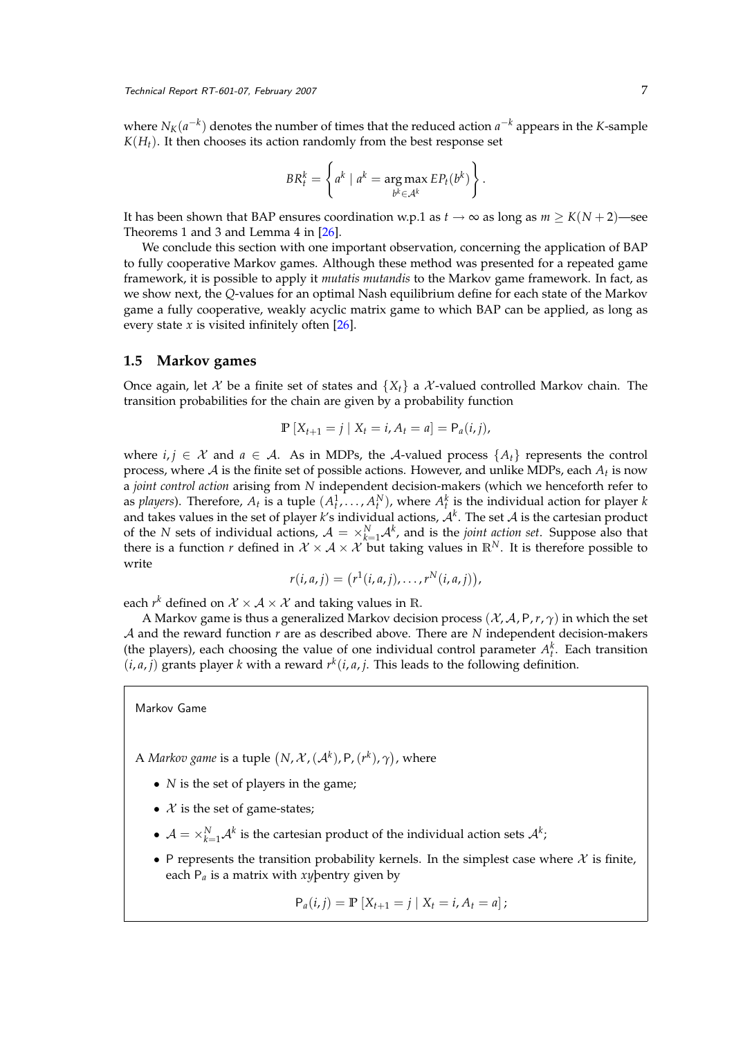where $N_K(a^{-k})$ denotes the number of times that the reduced action $a^{-k}$ appears in the $K$-sample $K(H_t)$. It then chooses its action randomly from the best response set

$$BR_t^k = \left\{ a^k \mid a^k = \arg\max_{b^k \in \mathcal{A}^k} EP_t(b^k) \right\}.$$

It has been shown that BAP ensures coordination w.p.1 as $t \to \infty$ as long as $m \geq K(N+2)$—see Theorems 1 and 3 and Lemma 4 in [26].

We conclude this section with one important observation, concerning the application of BAP to fully cooperative Markov games. Although these method was presented for a repeated game framework, it is possible to apply it *mutatis mutandis* to the Markov game framework. In fact, as we show next, the $Q$-values for an optimal Nash equilibrium define for each state of the Markov game a fully cooperative, weakly acyclic matrix game to which BAP can be applied, as long as every state $x$ is visited infinitely often [26].

## 1.5 Markov games

Once again, let $\mathcal{X}$ be a finite set of states and $\{X_t\}$ a $\mathcal{X}$-valued controlled Markov chain. The transition probabilities for the chain are given by a probability function

$$\mathbb{P}\left[X_{t+1} = j \mid X_t = i, A_t = a\right] = \mathsf{P}_a(i, j),$$

where $i, j \in \mathcal{X}$ and $a \in \mathcal{A}$. As in MDPs, the $\mathcal{A}$-valued process $\{A_t\}$ represents the control process, where $\mathcal{A}$ is the finite set of possible actions. However, and unlike MDPs, each $A_t$ is now a *joint control action* arising from $N$ independent decision-makers (which we henceforth refer to as *players*). Therefore, $A_t$ is a tuple $(A_t^1, \ldots, A_t^N)$, where $A_t^k$ is the individual action for player $k$ and takes values in the set of player $k$'s individual actions, $\mathcal{A}^k$. The set $\mathcal{A}$ is the cartesian product of the $N$ sets of individual actions, $\mathcal{A} = \times_{k=1}^N \mathcal{A}^k$, and is the *joint action set*. Suppose also that there is a function $r$ defined in $\mathcal{X} \times \mathcal{A} \times \mathcal{X}$ but taking values in $\mathbb{R}^N$. It is therefore possible to write

$$r(i, a, j) = \left(r^1(i, a, j), \ldots, r^N(i, a, j)\right),$$

each $r^k$ defined on $\mathcal{X} \times \mathcal{A} \times \mathcal{X}$ and taking values in $\mathbb{R}$.

A Markov game is thus a generalized Markov decision process $(\mathcal{X}, \mathcal{A}, \mathsf{P}, r, \gamma)$ in which the set $\mathcal{A}$ and the reward function $r$ are as described above. There are $N$ independent decision-makers (the players), each choosing the value of one individual control parameter $A_t^k$. Each transition $(i, a, j)$ grants player $k$ with a reward $r^k(i, a, j$. This leads to the following definition.

> Markov Game
>
> A *Markov game* is a tuple $\left(N, \mathcal{X}, (\mathcal{A}^k), \mathsf{P}, (r^k), \gamma\right)$, where
>
> - $N$ is the set of players in the game;
> - $\mathcal{X}$ is the set of game-states;
> - $\mathcal{A} = \times_{k=1}^N \mathcal{A}^k$ is the cartesian product of the individual action sets $\mathcal{A}^k$;
> - $\mathsf{P}$ represents the transition probability kernels. In the simplest case where $\mathcal{X}$ is finite, each $\mathsf{P}_a$ is a matrix with $xy$þentry given by
>
> $$\mathsf{P}_a(i, j) = \mathbb{P}\left[X_{t+1} = j \mid X_t = i, A_t = a\right];$$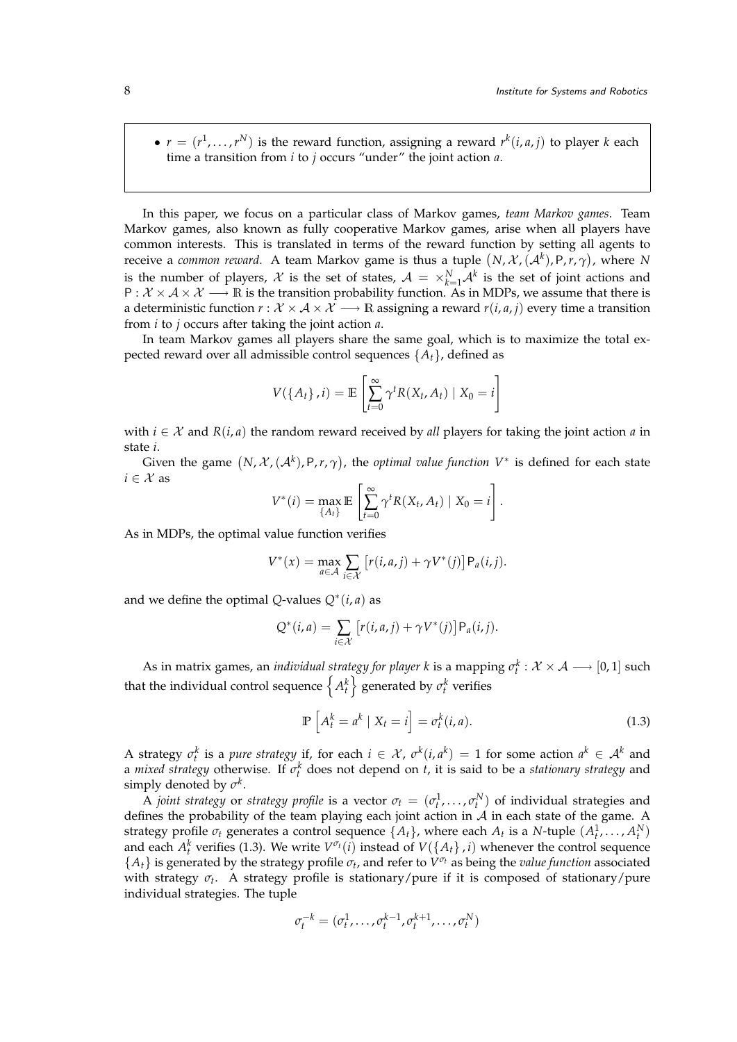- $r = (r^1, \ldots, r^N)$ is the reward function, assigning a reward $r^k(i, a, j)$ to player $k$ each time a transition from $i$ to $j$ occurs "under" the joint action $a$.

In this paper, we focus on a particular class of Markov games, *team Markov games*. Team Markov games, also known as fully cooperative Markov games, arise when all players have common interests. This is translated in terms of the reward function by setting all agents to receive a *common reward*. A team Markov game is thus a tuple $(N, \mathcal{X}, (\mathcal{A}^k), \mathsf{P}, r, \gamma)$, where $N$ is the number of players, $\mathcal{X}$ is the set of states, $\mathcal{A} = \times_{k=1}^N \mathcal{A}^k$ is the set of joint actions and $\mathsf{P} : \mathcal{X} \times \mathcal{A} \times \mathcal{X} \longrightarrow \mathbb{R}$ is the transition probability function. As in MDPs, we assume that there is a deterministic function $r : \mathcal{X} \times \mathcal{A} \times \mathcal{X} \longrightarrow \mathbb{R}$ assigning a reward $r(i, a, j)$ every time a transition from $i$ to $j$ occurs after taking the joint action $a$.

In team Markov games all players share the same goal, which is to maximize the total expected reward over all admissible control sequences $\{A_t\}$, defined as

$$V(\{A_t\}, i) = \mathbb{E}\left[\sum_{t=0}^{\infty} \gamma^t R(X_t, A_t) \mid X_0 = i\right]$$

with $i \in \mathcal{X}$ and $R(i, a)$ the random reward received by *all* players for taking the joint action $a$ in state $i$.

Given the game $(N, \mathcal{X}, (\mathcal{A}^k), \mathsf{P}, r, \gamma)$, the *optimal value function* $V^*$ is defined for each state $i \in \mathcal{X}$ as

$$V^*(i) = \max_{\{A_t\}} \mathbb{E}\left[\sum_{t=0}^{\infty} \gamma^t R(X_t, A_t) \mid X_0 = i\right].$$

As in MDPs, the optimal value function verifies

$$V^*(x) = \max_{a \in \mathcal{A}} \sum_{i \in \mathcal{X}} \left[r(i, a, j) + \gamma V^*(j)\right] \mathsf{P}_a(i, j).$$

and we define the optimal $Q$-values $Q^*(i, a)$ as

$$Q^*(i, a) = \sum_{i \in \mathcal{X}} \left[r(i, a, j) + \gamma V^*(j)\right] \mathsf{P}_a(i, j).$$

As in matrix games, an *individual strategy for player k* is a mapping $\sigma_t^k : \mathcal{X} \times \mathcal{A} \longrightarrow [0, 1]$ such that the individual control sequence $\left\{A_t^k\right\}$ generated by $\sigma_t^k$ verifies

$$\mathbb{P}\left[A_t^k = a^k \mid X_t = i\right] = \sigma_t^k(i, a). \tag{1.3}$$

A strategy $\sigma_t^k$ is a *pure strategy* if, for each $i \in \mathcal{X}$, $\sigma^k(i, a^k) = 1$ for some action $a^k \in \mathcal{A}^k$ and a *mixed strategy* otherwise. If $\sigma_t^k$ does not depend on $t$, it is said to be a *stationary strategy* and simply denoted by $\sigma^k$.

A *joint strategy* or *strategy profile* is a vector $\sigma_t = (\sigma_t^1, \ldots, \sigma_t^N)$ of individual strategies and defines the probability of the team playing each joint action in $\mathcal{A}$ in each state of the game. A strategy profile $\sigma_t$ generates a control sequence $\{A_t\}$, where each $A_t$ is a $N$-tuple $(A_t^1, \ldots, A_t^N)$ and each $A_t^k$ verifies (1.3). We write $V^{\sigma_t}(i)$ instead of $V(\{A_t\}, i)$ whenever the control sequence $\{A_t\}$ is generated by the strategy profile $\sigma_t$, and refer to $V^{\sigma_t}$ as being the *value function* associated with strategy $\sigma_t$. A strategy profile is stationary/pure if it is composed of stationary/pure individual strategies. The tuple

$$\sigma_t^{-k} = (\sigma_t^1, \ldots, \sigma_t^{k-1}, \sigma_t^{k+1}, \ldots, \sigma_t^N)$$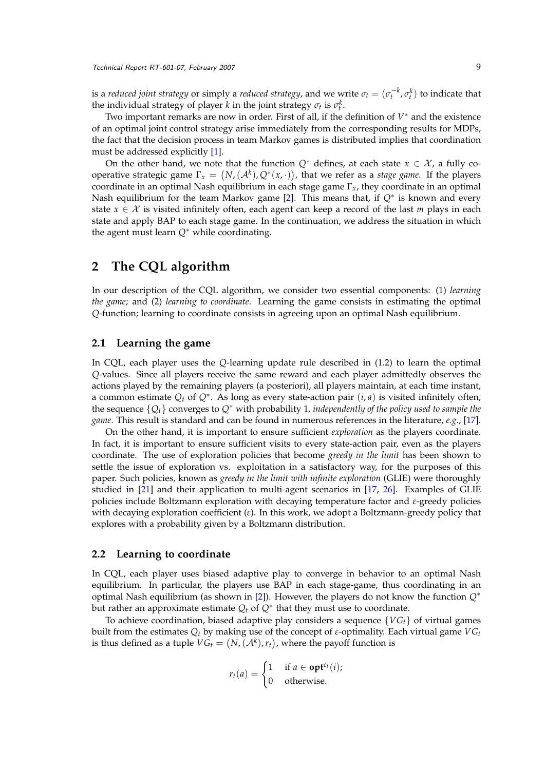is a *reduced joint strategy* or simply a *reduced strategy*, and we write $\sigma_t = (\sigma_t^{-k}, \sigma_t^k)$ to indicate that the individual strategy of player $k$ in the joint strategy $\sigma_t$ is $\sigma_t^k$.

Two important remarks are now in order. First of all, if the definition of $V^*$ and the existence of an optimal joint control strategy arise immediately from the corresponding results for MDPs, the fact that the decision process in team Markov games is distributed implies that coordination must be addressed explicitly [1].

On the other hand, we note that the function $Q^*$ defines, at each state $x \in \mathcal{X}$, a fully cooperative strategic game $\Gamma_x = (N, (\mathcal{A}^k), Q^*(x, \cdot))$, that we refer as a *stage game*. If the players coordinate in an optimal Nash equilibrium in each stage game $\Gamma_x$, they coordinate in an optimal Nash equilibrium for the team Markov game [2]. This means that, if $Q^*$ is known and every state $x \in \mathcal{X}$ is visited infinitely often, each agent can keep a record of the last $m$ plays in each state and apply BAP to each stage game. In the continuation, we address the situation in which the agent must learn $Q^*$ while coordinating.

## 2 The CQL algorithm

In our description of the CQL algorithm, we consider two essential components: (1) *learning the game*; and (2) *learning to coordinate*. Learning the game consists in estimating the optimal $Q$-function; learning to coordinate consists in agreeing upon an optimal Nash equilibrium.

### 2.1 Learning the game

In CQL, each player uses the $Q$-learning update rule described in (1.2) to learn the optimal $Q$-values. Since all players receive the same reward and each player admittedly observes the actions played by the remaining players (a posteriori), all players maintain, at each time instant, a common estimate $Q_t$ of $Q^*$. As long as every state-action pair $(i, a)$ is visited infinitely often, the sequence $\{Q_t\}$ converges to $Q^*$ with probability 1, *independently of the policy used to sample the game*. This result is standard and can be found in numerous references in the literature, *e.g.*, [17].

On the other hand, it is important to ensure sufficient *exploration* as the players coordinate. In fact, it is important to ensure sufficient visits to every state-action pair, even as the players coordinate. The use of exploration policies that become *greedy in the limit* has been shown to settle the issue of exploration vs. exploitation in a satisfactory way, for the purposes of this paper. Such policies, known as *greedy in the limit with infinite exploration* (GLIE) were thoroughly studied in [21] and their application to multi-agent scenarios in [17, 26]. Examples of GLIE policies include Boltzmann exploration with decaying temperature factor and $\varepsilon$-greedy policies with decaying exploration coefficient ($\varepsilon$). In this work, we adopt a Boltzmann-greedy policy that explores with a probability given by a Boltzmann distribution.

### 2.2 Learning to coordinate

In CQL, each player uses biased adaptive play to converge in behavior to an optimal Nash equilibrium. In particular, the players use BAP in each stage-game, thus coordinating in an optimal Nash equilibrium (as shown in [2]). However, the players do not know the function $Q^*$ but rather an approximate estimate $Q_t$ of $Q^*$ that they must use to coordinate.

To achieve coordination, biased adaptive play considers a sequence $\{VG_t\}$ of virtual games built from the estimates $Q_t$ by making use of the concept of $\varepsilon$-optimality. Each virtual game $VG_t$ is thus defined as a tuple $VG_t = (N, (\mathcal{A}^k), r_t)$, where the payoff function is

$$r_t(a) = \begin{cases} 1 & \text{if } a \in \mathbf{opt}^{\varepsilon_t}(i); \\ 0 & \text{otherwise.} \end{cases}$$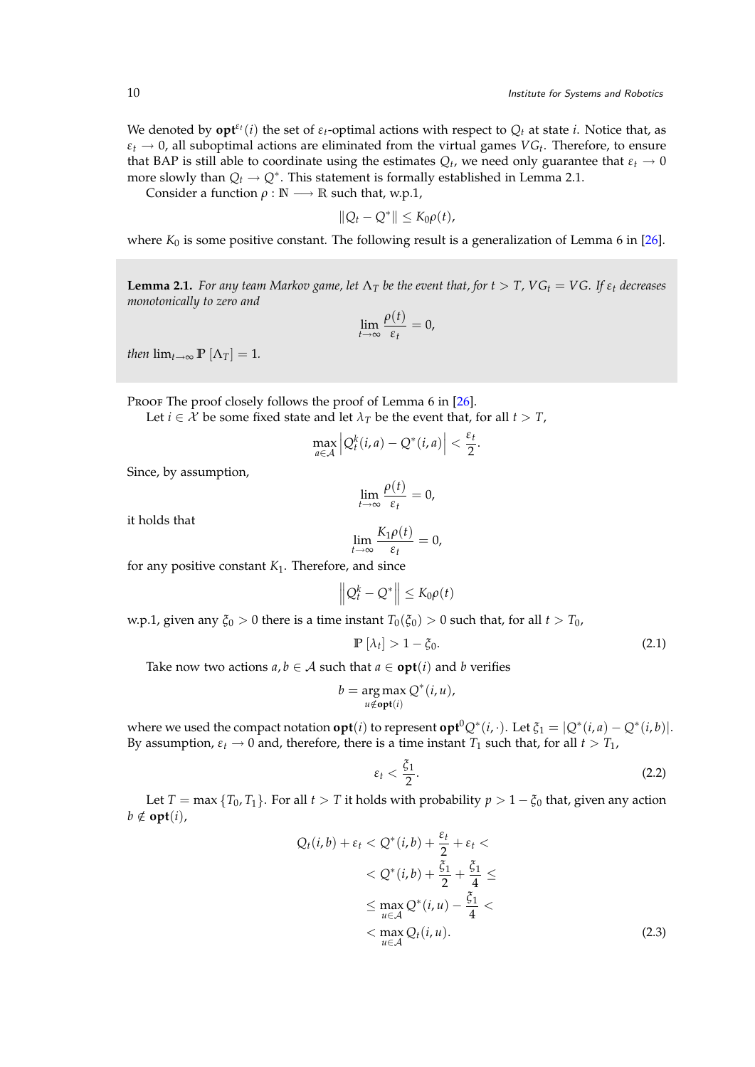We denoted by $\mathbf{opt}^{\varepsilon_t}(i)$ the set of $\varepsilon_t$-optimal actions with respect to $Q_t$ at state $i$. Notice that, as $\varepsilon_t \to 0$, all suboptimal actions are eliminated from the virtual games $VG_t$. Therefore, to ensure that BAP is still able to coordinate using the estimates $Q_t$, we need only guarantee that $\varepsilon_t \to 0$ more slowly than $Q_t \to Q^*$. This statement is formally established in Lemma 2.1.

Consider a function $\rho : \mathbb{N} \longrightarrow \mathbb{R}$ such that, w.p.1,

$$\|Q_t - Q^*\| \leq K_0 \rho(t),$$

where $K_0$ is some positive constant. The following result is a generalization of Lemma 6 in [26].

**Lemma 2.1.** *For any team Markov game, let $\Lambda_T$ be the event that, for $t > T$, $VG_t = VG$. If $\varepsilon_t$ decreases monotonically to zero and*

$$\lim_{t \to \infty} \frac{\rho(t)}{\varepsilon_t} = 0,$$

*then $\lim_{t\to\infty} \mathbb{P}\left[\Lambda_T\right] = 1$.*

Proof The proof closely follows the proof of Lemma 6 in [26].

Let $i \in \mathcal{X}$ be some fixed state and let $\lambda_T$ be the event that, for all $t > T$,

$$\max_{a \in \mathcal{A}} \left| Q_t^k(i,a) - Q^*(i,a) \right| < \frac{\varepsilon_t}{2}.$$

Since, by assumption,

$$\lim_{t \to \infty} \frac{\rho(t)}{\varepsilon_t} = 0,$$

it holds that

$$\lim_{t \to \infty} \frac{K_1 \rho(t)}{\varepsilon_t} = 0,$$

for any positive constant $K_1$. Therefore, and since

$$\left\| Q_t^k - Q^* \right\| \leq K_0 \rho(t)$$

w.p.1, given any $\xi_0 > 0$ there is a time instant $T_0(\xi_0) > 0$ such that, for all $t > T_0$,

$$\mathbb{P}\left[\lambda_t\right] > 1 - \xi_0. \tag{2.1}$$

Take now two actions $a, b \in \mathcal{A}$ such that $a \in \mathbf{opt}(i)$ and $b$ verifies

$$b = \arg\max_{u \notin \mathbf{opt}(i)} Q^*(i,u),$$

where we used the compact notation $\mathbf{opt}(i)$ to represent $\mathbf{opt}^0 Q^*(i,\cdot)$. Let $\xi_1 = |Q^*(i,a) - Q^*(i,b)|$. By assumption, $\varepsilon_t \to 0$ and, therefore, there is a time instant $T_1$ such that, for all $t > T_1$,

$$\varepsilon_t < \frac{\xi_1}{2}. \tag{2.2}$$

Let $T = \max\{T_0, T_1\}$. For all $t > T$ it holds with probability $p > 1 - \xi_0$ that, given any action $b \notin \mathbf{opt}(i)$,

$$\begin{aligned}
Q_t(i,b) + \varepsilon_t &< Q^*(i,b) + \frac{\varepsilon_t}{2} + \varepsilon_t < \\
&< Q^*(i,b) + \frac{\xi_1}{2} + \frac{\xi_1}{4} \leq \\
&\leq \max_{u \in \mathcal{A}} Q^*(i,u) - \frac{\xi_1}{4} < \\
&< \max_{u \in \mathcal{A}} Q_t(i,u).
\end{aligned} \tag{2.3}$$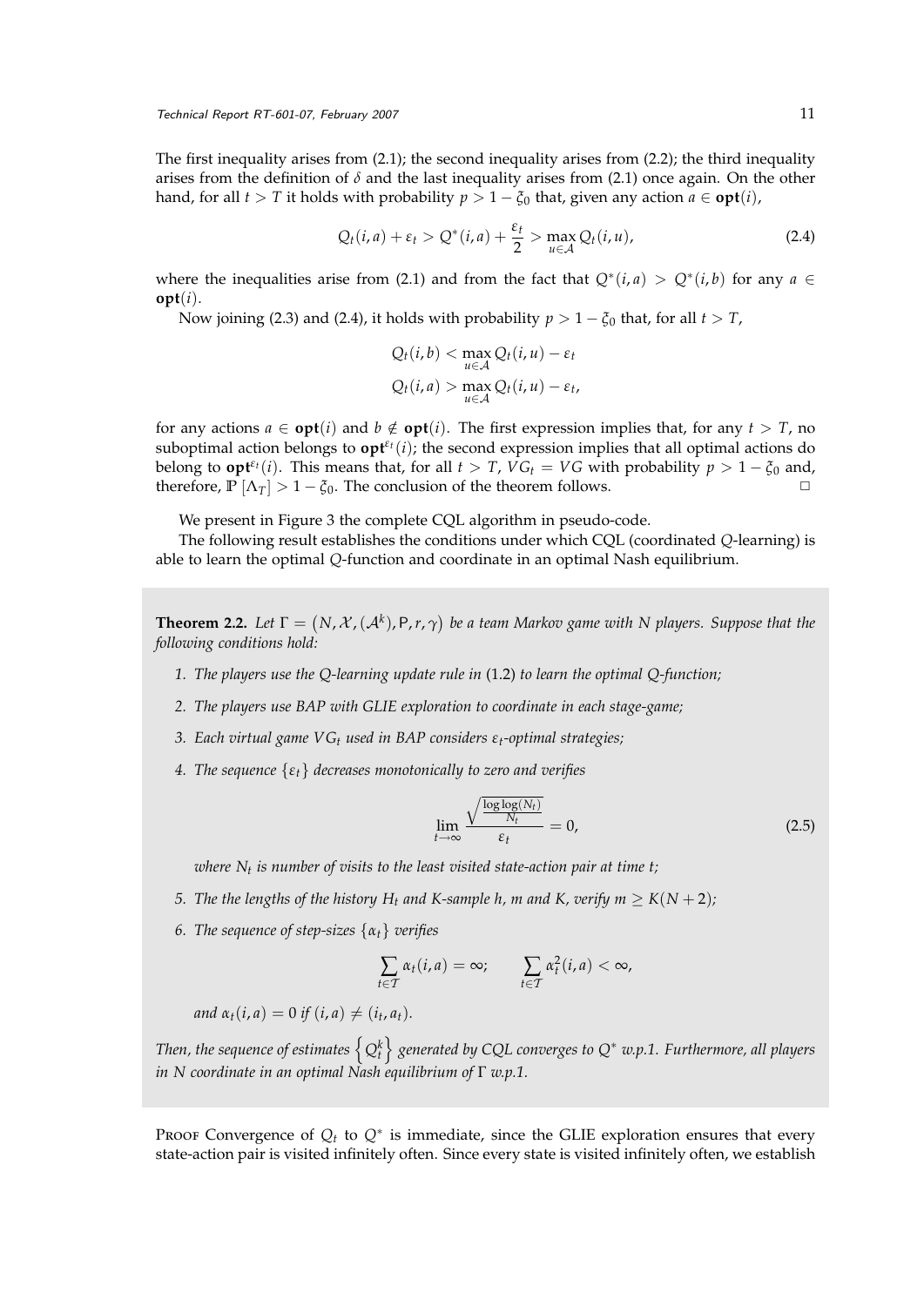The first inequality arises from (2.1); the second inequality arises from (2.2); the third inequality arises from the definition of $\delta$ and the last inequality arises from (2.1) once again. On the other hand, for all $t > T$ it holds with probability $p > 1 - \xi_0$ that, given any action $a \in \mathbf{opt}(i)$,

$$Q_t(i, a) + \varepsilon_t > Q^*(i, a) + \frac{\varepsilon_t}{2} > \max_{u \in \mathcal{A}} Q_t(i, u), \tag{2.4}$$

where the inequalities arise from (2.1) and from the fact that $Q^*(i, a) > Q^*(i, b)$ for any $a \in \mathbf{opt}(i)$.

Now joining (2.3) and (2.4), it holds with probability $p > 1 - \xi_0$ that, for all $t > T$,

$$Q_t(i, b) < \max_{u \in \mathcal{A}} Q_t(i, u) - \varepsilon_t$$
$$Q_t(i, a) > \max_{u \in \mathcal{A}} Q_t(i, u) - \varepsilon_t,$$

for any actions $a \in \mathbf{opt}(i)$ and $b \notin \mathbf{opt}(i)$. The first expression implies that, for any $t > T$, no suboptimal action belongs to $\mathbf{opt}^{\varepsilon_t}(i)$; the second expression implies that all optimal actions do belong to $\mathbf{opt}^{\varepsilon_t}(i)$. This means that, for all $t > T$, $VG_t = VG$ with probability $p > 1 - \xi_0$ and, therefore, $\mathbb{P}[\Lambda_T] > 1 - \xi_0$. The conclusion of the theorem follows. □

We present in Figure 3 the complete CQL algorithm in pseudo-code.

The following result establishes the conditions under which CQL (coordinated $Q$-learning) is able to learn the optimal $Q$-function and coordinate in an optimal Nash equilibrium.

**Theorem 2.2.** *Let $\Gamma = (N, \mathcal{X}, (\mathcal{A}^k), \mathsf{P}, r, \gamma)$ be a team Markov game with $N$ players. Suppose that the following conditions hold:*

1. *The players use the Q-learning update rule in* (1.2) *to learn the optimal Q-function;*
2. *The players use BAP with GLIE exploration to coordinate in each stage-game;*
3. *Each virtual game $VG_t$ used in BAP considers $\varepsilon_t$-optimal strategies;*
4. *The sequence $\{\varepsilon_t\}$ decreases monotonically to zero and verifies*

$$\lim_{t \to \infty} \frac{\sqrt{\frac{\log \log(N_t)}{N_t}}}{\varepsilon_t} = 0, \tag{2.5}$$

   *where $N_t$ is number of visits to the least visited state-action pair at time $t$;*

5. *The the lengths of the history $H_t$ and K-sample h, m and K, verify $m \geq K(N + 2)$;*
6. *The sequence of step-sizes $\{\alpha_t\}$ verifies*

$$\sum_{t \in \mathcal{T}} \alpha_t(i, a) = \infty; \qquad \sum_{t \in \mathcal{T}} \alpha_t^2(i, a) < \infty,$$

   *and $\alpha_t(i, a) = 0$ if $(i, a) \neq (i_t, a_t)$.*

*Then, the sequence of estimates $\left\{Q_t^k\right\}$ generated by CQL converges to $Q^*$ w.p.1. Furthermore, all players in $N$ coordinate in an optimal Nash equilibrium of $\Gamma$ w.p.1.*

Proof Convergence of $Q_t$ to $Q^*$ is immediate, since the GLIE exploration ensures that every state-action pair is visited infinitely often. Since every state is visited infinitely often, we establish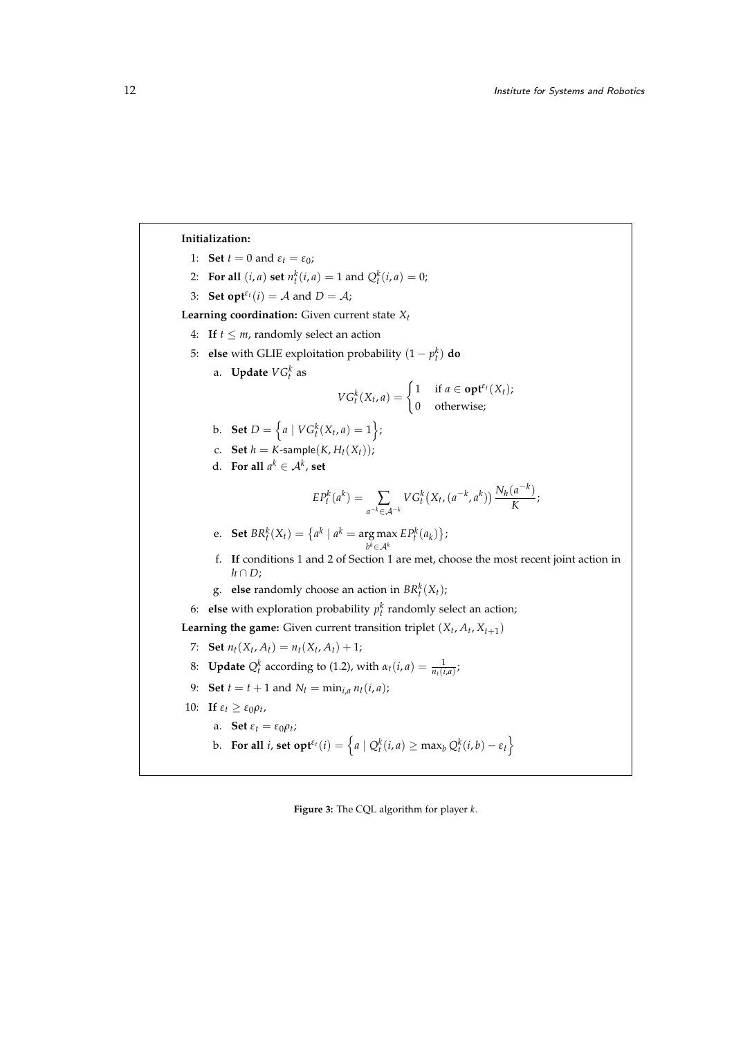**Initialization:**

1: **Set** $t = 0$ and $\varepsilon_t = \varepsilon_0$;

2: **For all** $(i, a)$ **set** $n_t^k(i, a) = 1$ and $Q_t^k(i, a) = 0$;

3: **Set** $\mathbf{opt}^{\varepsilon_t}(i) = \mathcal{A}$ and $D = \mathcal{A}$;

**Learning coordination:** Given current state $X_t$

4: **If** $t \leq m$, randomly select an action

5: **else** with GLIE exploitation probability $(1 - p_t^k)$ **do**

a. **Update** $VG_t^k$ as

$$VG_t^k(X_t, a) = \begin{cases} 1 & \text{if } a \in \mathbf{opt}^{\varepsilon_t}(X_t); \\ 0 & \text{otherwise;} \end{cases}$$

b. **Set** $D = \left\{ a \mid VG_t^k(X_t, a) = 1 \right\}$;

c. **Set** $h = K\text{-sample}(K, H_t(X_t))$;

d. **For all** $a^k \in \mathcal{A}^k$, **set**

$$EP_t^k(a^k) = \sum_{a^{-k} \in \mathcal{A}^{-k}} VG_t^k\big(X_t, (a^{-k}, a^k)\big) \frac{N_h(a^{-k})}{K};$$

e. **Set** $BR_t^k(X_t) = \left\{ a^k \mid a^k = \underset{b^k \in \mathcal{A}^k}{\arg\max}\, EP_t^k(a_k) \right\}$;

f. **If** conditions 1 and 2 of Section 1 are met, choose the most recent joint action in $h \cap D$;

g. **else** randomly choose an action in $BR_t^k(X_t)$;

6: **else** with exploration probability $p_t^k$ randomly select an action;

**Learning the game:** Given current transition triplet $(X_t, A_t, X_{t+1})$

7: **Set** $n_t(X_t, A_t) = n_t(X_t, A_t) + 1$;

8: **Update** $Q_t^k$ according to (1.2), with $\alpha_t(i, a) = \frac{1}{n_t(i,a)}$;

9: **Set** $t = t + 1$ and $N_t = \min_{i,a} n_t(i, a)$;

10: **If** $\varepsilon_t \geq \varepsilon_0 \rho_t$,

a. **Set** $\varepsilon_t = \varepsilon_0 \rho_t$;

b. **For all** $i$, **set** $\mathbf{opt}^{\varepsilon_t}(i) = \left\{ a \mid Q_t^k(i, a) \geq \max_b Q_t^k(i, b) - \varepsilon_t \right\}$

**Figure 3:** The CQL algorithm for player $k$.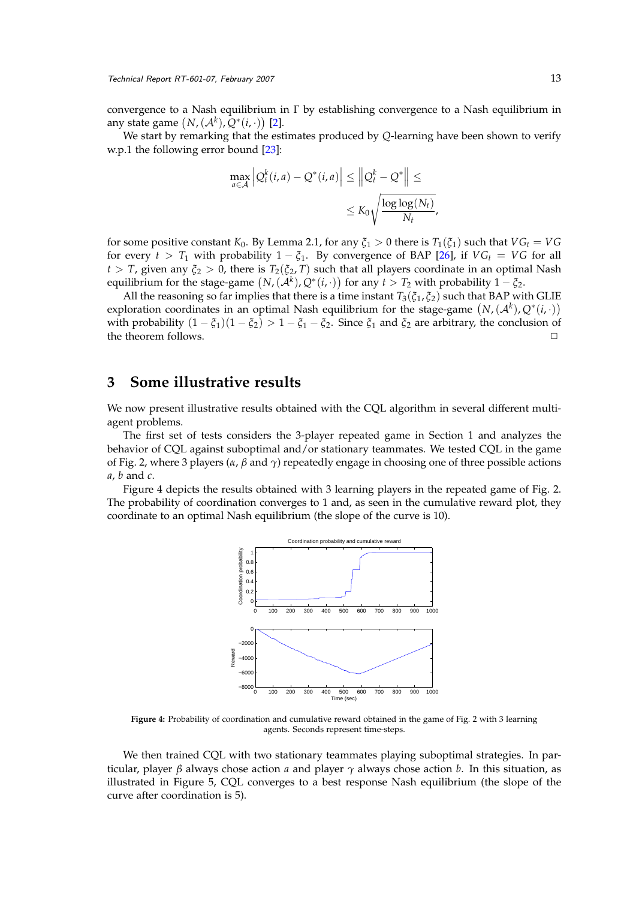convergence to a Nash equilibrium in $\Gamma$ by establishing convergence to a Nash equilibrium in any state game $\left(N, (\mathcal{A}^k), Q^*(i, \cdot)\right)$ [2].

We start by remarking that the estimates produced by $Q$-learning have been shown to verify w.p.1 the following error bound [23]:

$$\max_{a \in \mathcal{A}} \left| Q_t^k(i, a) - Q^*(i, a) \right| \leq \left\| Q_t^k - Q^* \right\| \leq$$
$$\leq K_0 \sqrt{\frac{\log\log(N_t)}{N_t}},$$

for some positive constant $K_0$. By Lemma 2.1, for any $\xi_1 > 0$ there is $T_1(\xi_1)$ such that $VG_t = VG$ for every $t > T_1$ with probability $1 - \xi_1$. By convergence of BAP [26], if $VG_t = VG$ for all $t > T$, given any $\xi_2 > 0$, there is $T_2(\xi_2, T)$ such that all players coordinate in an optimal Nash equilibrium for the stage-game $\left(N, (\mathcal{A}^k), Q^*(i, \cdot)\right)$ for any $t > T_2$ with probability $1 - \xi_2$.

All the reasoning so far implies that there is a time instant $T_3(\xi_1, \xi_2)$ such that BAP with GLIE exploration coordinates in an optimal Nash equilibrium for the stage-game $\left(N, (\mathcal{A}^k), Q^*(i, \cdot)\right)$ with probability $(1 - \xi_1)(1 - \xi_2) > 1 - \xi_1 - \xi_2$. Since $\xi_1$ and $\xi_2$ are arbitrary, the conclusion of the theorem follows. □

# 3 Some illustrative results

We now present illustrative results obtained with the CQL algorithm in several different multi-agent problems.

The first set of tests considers the 3-player repeated game in Section 1 and analyzes the behavior of CQL against suboptimal and/or stationary teammates. We tested CQL in the game of Fig. 2, where 3 players ($\alpha$, $\beta$ and $\gamma$) repeatedly engage in choosing one of three possible actions $a$, $b$ and $c$.

Figure 4 depicts the results obtained with 3 learning players in the repeated game of Fig. 2. The probability of coordination converges to 1 and, as seen in the cumulative reward plot, they coordinate to an optimal Nash equilibrium (the slope of the curve is 10).

**Figure 4:** Probability of coordination and cumulative reward obtained in the game of Fig. 2 with 3 learning agents. Seconds represent time-steps.

We then trained CQL with two stationary teammates playing suboptimal strategies. In particular, player $\beta$ always chose action $a$ and player $\gamma$ always chose action $b$. In this situation, as illustrated in Figure 5, CQL converges to a best response Nash equilibrium (the slope of the curve after coordination is 5).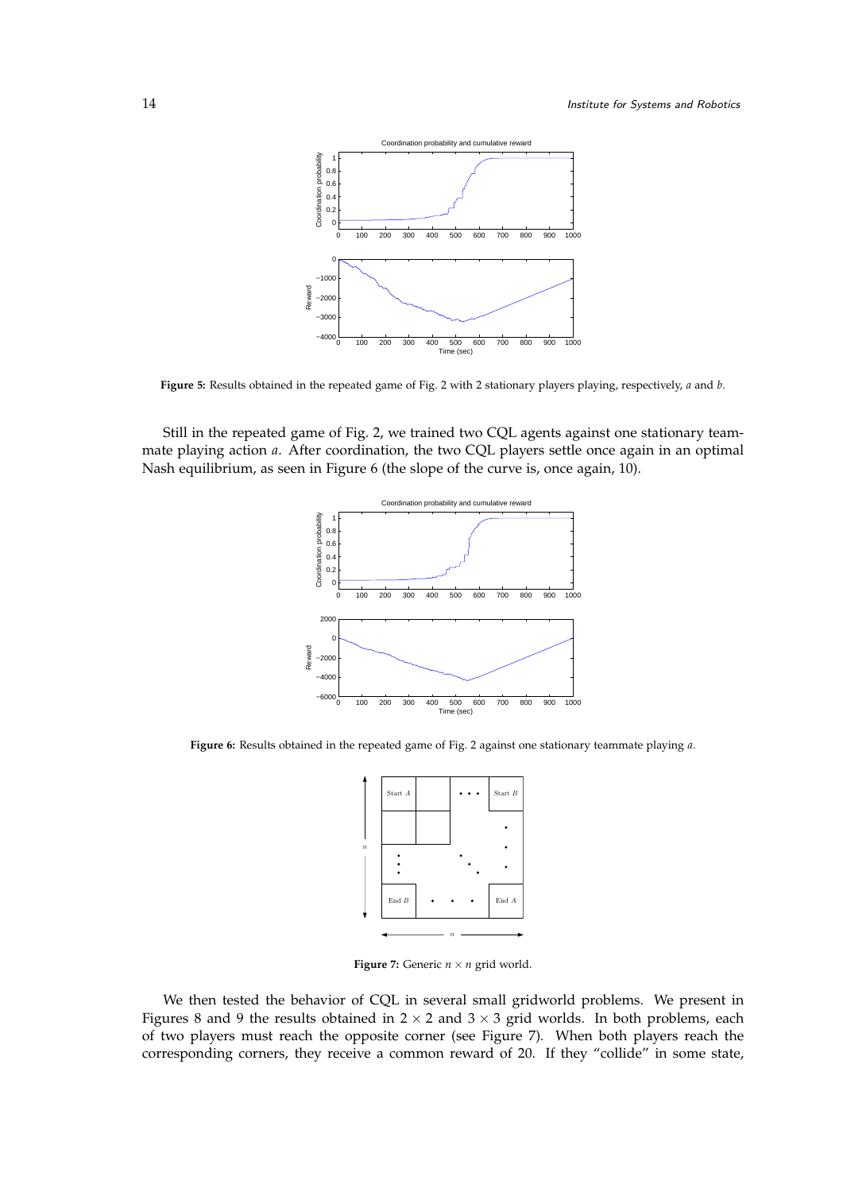**Figure 5:** Results obtained in the repeated game of Fig. 2 with 2 stationary players playing, respectively, $a$ and $b$.

Still in the repeated game of Fig. 2, we trained two CQL agents against one stationary teammate playing action $a$. After coordination, the two CQL players settle once again in an optimal Nash equilibrium, as seen in Figure 6 (the slope of the curve is, once again, 10).

**Figure 6:** Results obtained in the repeated game of Fig. 2 against one stationary teammate playing $a$.

**Figure 7:** Generic $n \times n$ grid world.

We then tested the behavior of CQL in several small gridworld problems. We present in Figures 8 and 9 the results obtained in $2 \times 2$ and $3 \times 3$ grid worlds. In both problems, each of two players must reach the opposite corner (see Figure 7). When both players reach the corresponding corners, they receive a common reward of 20. If they "collide" in some state,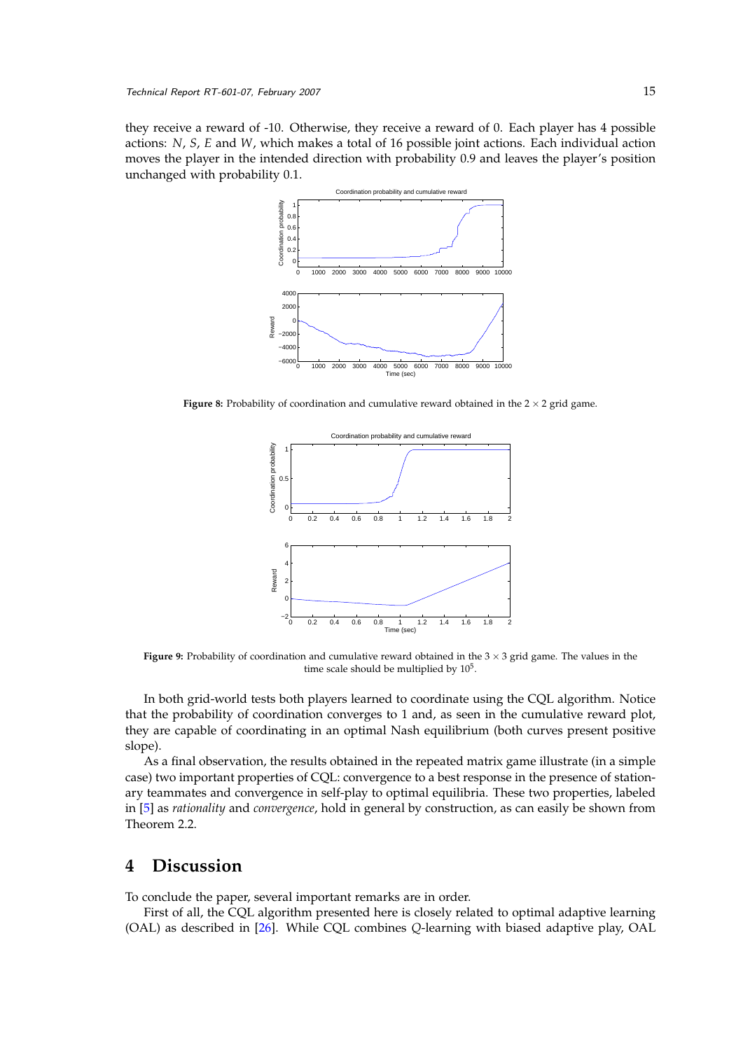they receive a reward of -10. Otherwise, they receive a reward of 0. Each player has 4 possible actions: $N$, $S$, $E$ and $W$, which makes a total of 16 possible joint actions. Each individual action moves the player in the intended direction with probability 0.9 and leaves the player's position unchanged with probability 0.1.

**Figure 8:** Probability of coordination and cumulative reward obtained in the $2 \times 2$ grid game.

**Figure 9:** Probability of coordination and cumulative reward obtained in the $3 \times 3$ grid game. The values in the time scale should be multiplied by $10^5$.

In both grid-world tests both players learned to coordinate using the CQL algorithm. Notice that the probability of coordination converges to 1 and, as seen in the cumulative reward plot, they are capable of coordinating in an optimal Nash equilibrium (both curves present positive slope).

As a final observation, the results obtained in the repeated matrix game illustrate (in a simple case) two important properties of CQL: convergence to a best response in the presence of stationary teammates and convergence in self-play to optimal equilibria. These two properties, labeled in [5] as *rationality* and *convergence*, hold in general by construction, as can easily be shown from Theorem 2.2.

# 4 Discussion

To conclude the paper, several important remarks are in order.

First of all, the CQL algorithm presented here is closely related to optimal adaptive learning (OAL) as described in [26]. While CQL combines $Q$-learning with biased adaptive play, OAL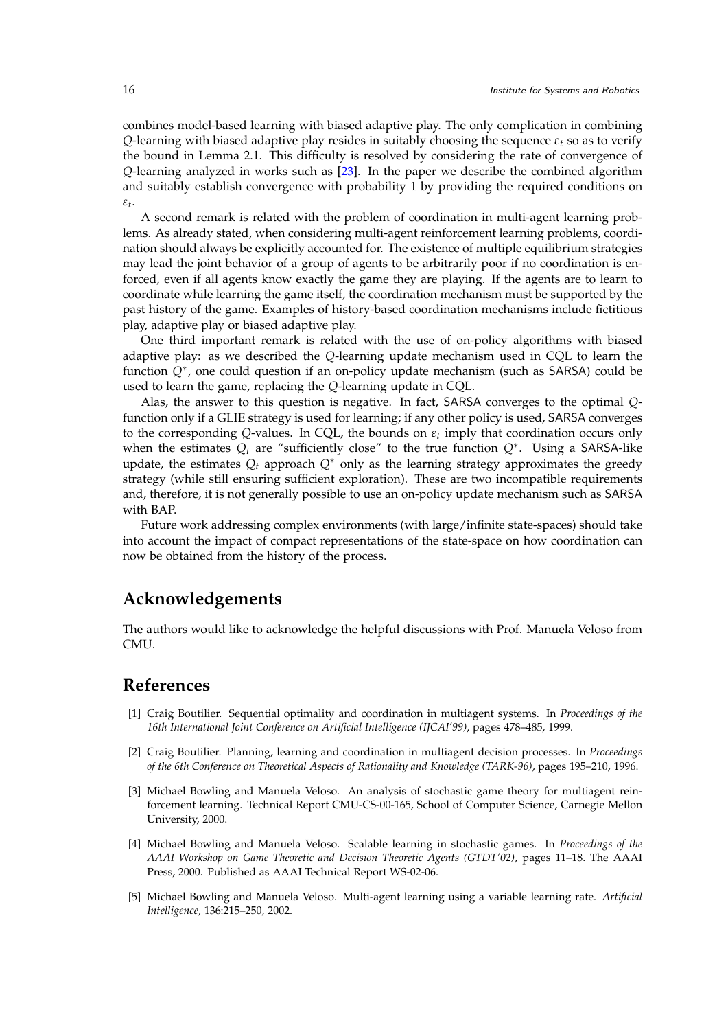combines model-based learning with biased adaptive play. The only complication in combining $Q$-learning with biased adaptive play resides in suitably choosing the sequence $\varepsilon_t$ so as to verify the bound in Lemma 2.1. This difficulty is resolved by considering the rate of convergence of $Q$-learning analyzed in works such as [23]. In the paper we describe the combined algorithm and suitably establish convergence with probability 1 by providing the required conditions on $\varepsilon_t$.

A second remark is related with the problem of coordination in multi-agent learning problems. As already stated, when considering multi-agent reinforcement learning problems, coordination should always be explicitly accounted for. The existence of multiple equilibrium strategies may lead the joint behavior of a group of agents to be arbitrarily poor if no coordination is enforced, even if all agents know exactly the game they are playing. If the agents are to learn to coordinate while learning the game itself, the coordination mechanism must be supported by the past history of the game. Examples of history-based coordination mechanisms include fictitious play, adaptive play or biased adaptive play.

One third important remark is related with the use of on-policy algorithms with biased adaptive play: as we described the $Q$-learning update mechanism used in CQL to learn the function $Q^*$, one could question if an on-policy update mechanism (such as SARSA) could be used to learn the game, replacing the $Q$-learning update in CQL.

Alas, the answer to this question is negative. In fact, SARSA converges to the optimal $Q$-function only if a GLIE strategy is used for learning; if any other policy is used, SARSA converges to the corresponding $Q$-values. In CQL, the bounds on $\varepsilon_t$ imply that coordination occurs only when the estimates $Q_t$ are "sufficiently close" to the true function $Q^*$. Using a SARSA-like update, the estimates $Q_t$ approach $Q^*$ only as the learning strategy approximates the greedy strategy (while still ensuring sufficient exploration). These are two incompatible requirements and, therefore, it is not generally possible to use an on-policy update mechanism such as SARSA with BAP.

Future work addressing complex environments (with large/infinite state-spaces) should take into account the impact of compact representations of the state-space on how coordination can now be obtained from the history of the process.

## Acknowledgements

The authors would like to acknowledge the helpful discussions with Prof. Manuela Veloso from CMU.

## References

[1] Craig Boutilier. Sequential optimality and coordination in multiagent systems. In *Proceedings of the 16th International Joint Conference on Artificial Intelligence (IJCAI'99)*, pages 478–485, 1999.

[2] Craig Boutilier. Planning, learning and coordination in multiagent decision processes. In *Proceedings of the 6th Conference on Theoretical Aspects of Rationality and Knowledge (TARK-96)*, pages 195–210, 1996.

[3] Michael Bowling and Manuela Veloso. An analysis of stochastic game theory for multiagent reinforcement learning. Technical Report CMU-CS-00-165, School of Computer Science, Carnegie Mellon University, 2000.

[4] Michael Bowling and Manuela Veloso. Scalable learning in stochastic games. In *Proceedings of the AAAI Workshop on Game Theoretic and Decision Theoretic Agents (GTDT'02)*, pages 11–18. The AAAI Press, 2000. Published as AAAI Technical Report WS-02-06.

[5] Michael Bowling and Manuela Veloso. Multi-agent learning using a variable learning rate. *Artificial Intelligence*, 136:215–250, 2002.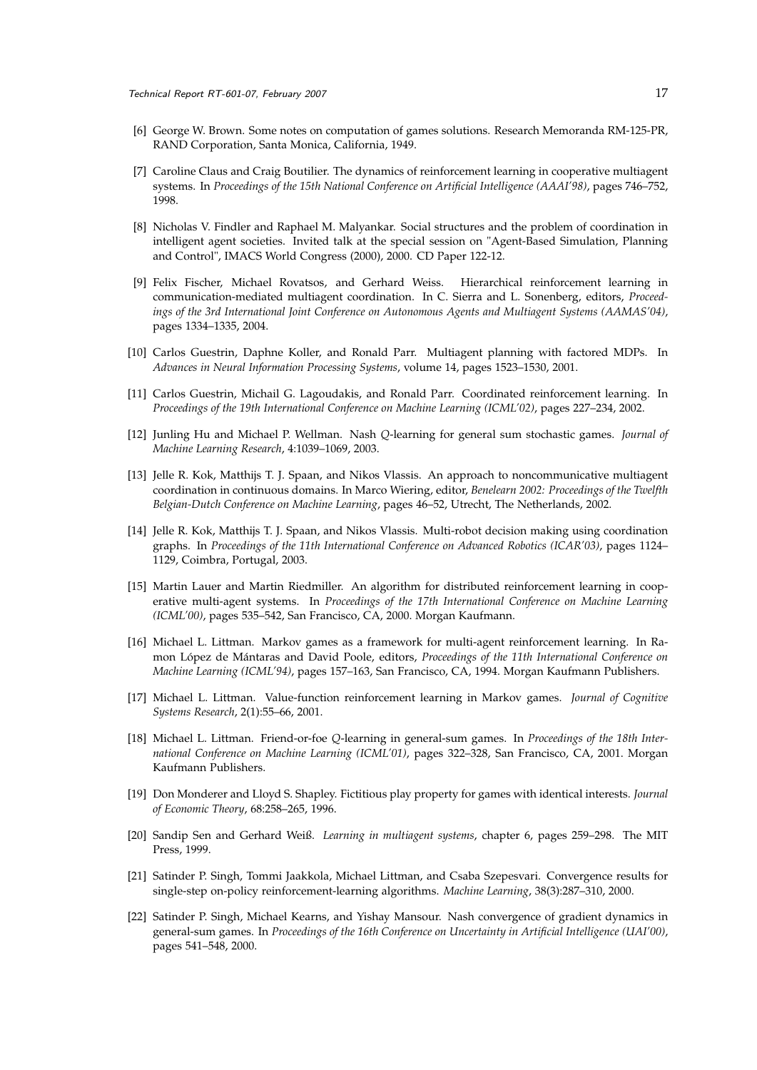[6] George W. Brown. Some notes on computation of games solutions. Research Memoranda RM-125-PR, RAND Corporation, Santa Monica, California, 1949.

[7] Caroline Claus and Craig Boutilier. The dynamics of reinforcement learning in cooperative multiagent systems. In *Proceedings of the 15th National Conference on Artificial Intelligence (AAAI'98)*, pages 746–752, 1998.

[8] Nicholas V. Findler and Raphael M. Malyankar. Social structures and the problem of coordination in intelligent agent societies. Invited talk at the special session on "Agent-Based Simulation, Planning and Control", IMACS World Congress (2000), 2000. CD Paper 122-12.

[9] Felix Fischer, Michael Rovatsos, and Gerhard Weiss. Hierarchical reinforcement learning in communication-mediated multiagent coordination. In C. Sierra and L. Sonenberg, editors, *Proceedings of the 3rd International Joint Conference on Autonomous Agents and Multiagent Systems (AAMAS'04)*, pages 1334–1335, 2004.

[10] Carlos Guestrin, Daphne Koller, and Ronald Parr. Multiagent planning with factored MDPs. In *Advances in Neural Information Processing Systems*, volume 14, pages 1523–1530, 2001.

[11] Carlos Guestrin, Michail G. Lagoudakis, and Ronald Parr. Coordinated reinforcement learning. In *Proceedings of the 19th International Conference on Machine Learning (ICML'02)*, pages 227–234, 2002.

[12] Junling Hu and Michael P. Wellman. Nash *Q*-learning for general sum stochastic games. *Journal of Machine Learning Research*, 4:1039–1069, 2003.

[13] Jelle R. Kok, Matthijs T. J. Spaan, and Nikos Vlassis. An approach to noncommunicative multiagent coordination in continuous domains. In Marco Wiering, editor, *Benelearn 2002: Proceedings of the Twelfth Belgian-Dutch Conference on Machine Learning*, pages 46–52, Utrecht, The Netherlands, 2002.

[14] Jelle R. Kok, Matthijs T. J. Spaan, and Nikos Vlassis. Multi-robot decision making using coordination graphs. In *Proceedings of the 11th International Conference on Advanced Robotics (ICAR'03)*, pages 1124–1129, Coimbra, Portugal, 2003.

[15] Martin Lauer and Martin Riedmiller. An algorithm for distributed reinforcement learning in cooperative multi-agent systems. In *Proceedings of the 17th International Conference on Machine Learning (ICML'00)*, pages 535–542, San Francisco, CA, 2000. Morgan Kaufmann.

[16] Michael L. Littman. Markov games as a framework for multi-agent reinforcement learning. In Ramon López de Mántaras and David Poole, editors, *Proceedings of the 11th International Conference on Machine Learning (ICML'94)*, pages 157–163, San Francisco, CA, 1994. Morgan Kaufmann Publishers.

[17] Michael L. Littman. Value-function reinforcement learning in Markov games. *Journal of Cognitive Systems Research*, 2(1):55–66, 2001.

[18] Michael L. Littman. Friend-or-foe *Q*-learning in general-sum games. In *Proceedings of the 18th International Conference on Machine Learning (ICML'01)*, pages 322–328, San Francisco, CA, 2001. Morgan Kaufmann Publishers.

[19] Don Monderer and Lloyd S. Shapley. Fictitious play property for games with identical interests. *Journal of Economic Theory*, 68:258–265, 1996.

[20] Sandip Sen and Gerhard Weiß. *Learning in multiagent systems*, chapter 6, pages 259–298. The MIT Press, 1999.

[21] Satinder P. Singh, Tommi Jaakkola, Michael Littman, and Csaba Szepesvari. Convergence results for single-step on-policy reinforcement-learning algorithms. *Machine Learning*, 38(3):287–310, 2000.

[22] Satinder P. Singh, Michael Kearns, and Yishay Mansour. Nash convergence of gradient dynamics in general-sum games. In *Proceedings of the 16th Conference on Uncertainty in Artificial Intelligence (UAI'00)*, pages 541–548, 2000.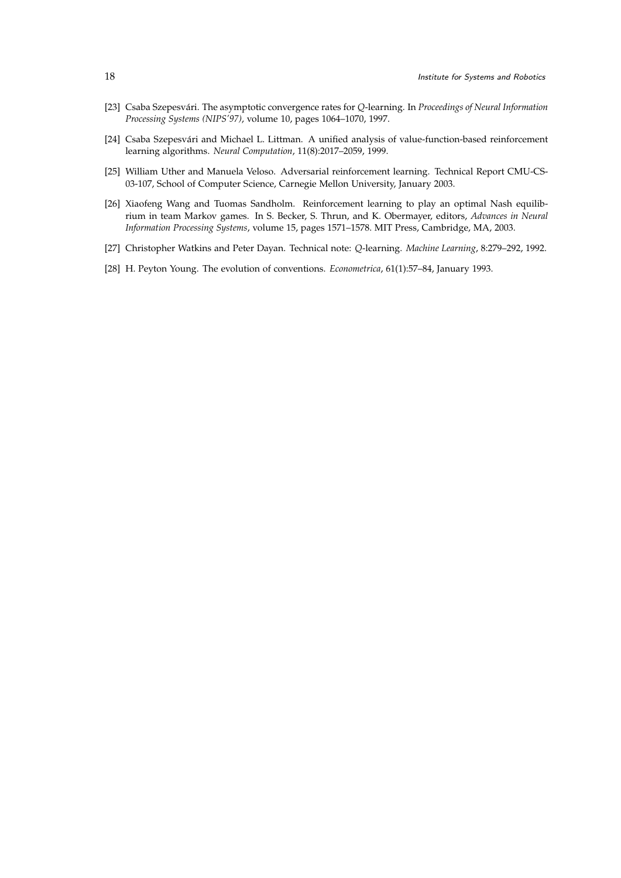[23] Csaba Szepesvári. The asymptotic convergence rates for *Q*-learning. In *Proceedings of Neural Information Processing Systems (NIPS'97)*, volume 10, pages 1064–1070, 1997.

[24] Csaba Szepesvári and Michael L. Littman. A unified analysis of value-function-based reinforcement learning algorithms. *Neural Computation*, 11(8):2017–2059, 1999.

[25] William Uther and Manuela Veloso. Adversarial reinforcement learning. Technical Report CMU-CS-03-107, School of Computer Science, Carnegie Mellon University, January 2003.

[26] Xiaofeng Wang and Tuomas Sandholm. Reinforcement learning to play an optimal Nash equilibrium in team Markov games. In S. Becker, S. Thrun, and K. Obermayer, editors, *Advances in Neural Information Processing Systems*, volume 15, pages 1571–1578. MIT Press, Cambridge, MA, 2003.

[27] Christopher Watkins and Peter Dayan. Technical note: *Q*-learning. *Machine Learning*, 8:279–292, 1992.

[28] H. Peyton Young. The evolution of conventions. *Econometrica*, 61(1):57–84, January 1993.